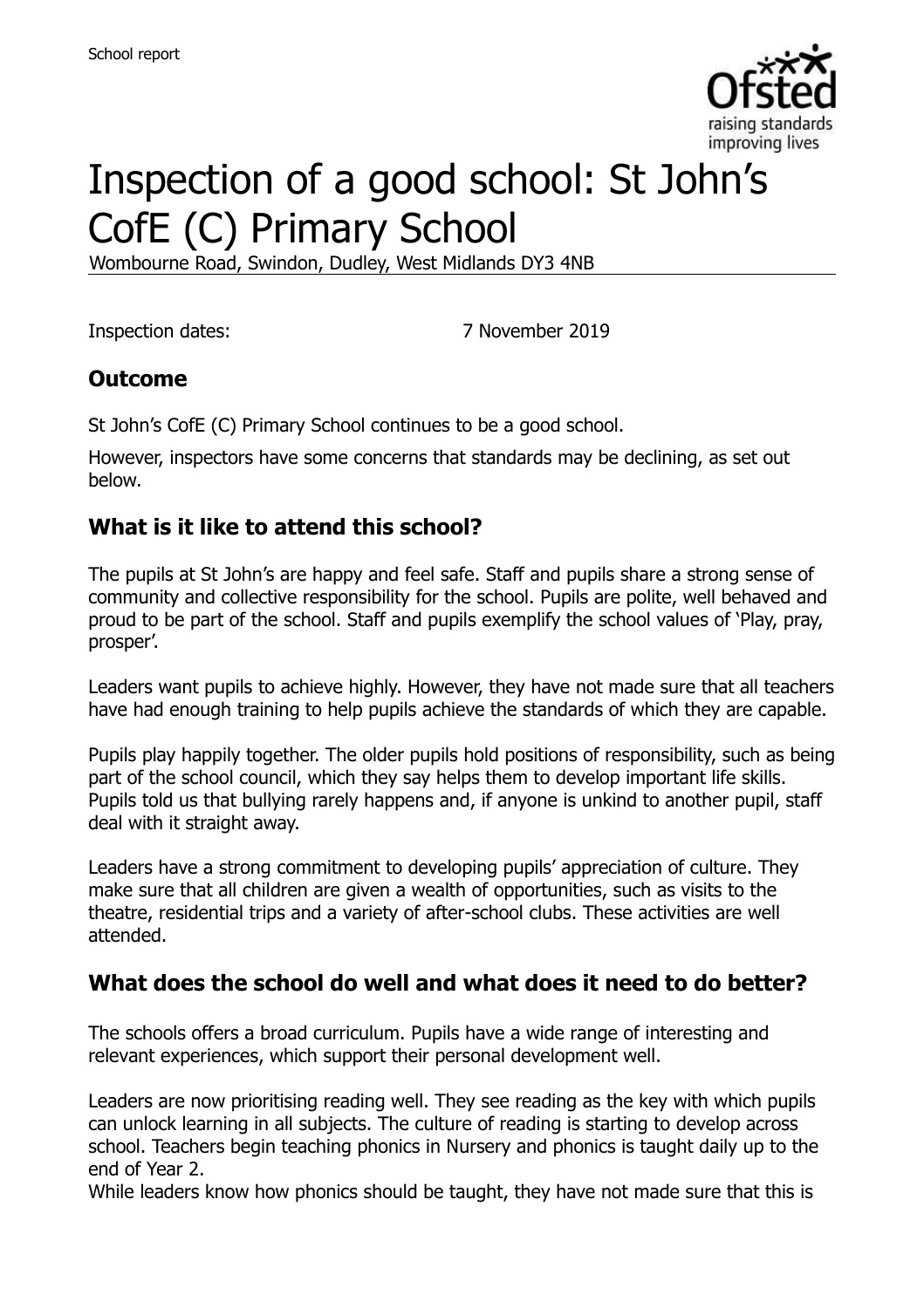# Inspection of a good school: St John's CofE (C) Primary School

Wombourne Road, Swindon, Dudley, West Midlands DY3 4NB

Inspection dates: 7 November 2019

## Outcome

St John's CofE (C) Primary School continues to be a good school.

However, inspectors have some concerns that standards may be declining, as set out below.

## What is it like to attend this school?

The pupils at St John's are happy and feel safe. Staff and pupils share a strong sense of community and collective responsibility for the school. Pupils are polite, well behaved and proud to be part of the school. Staff and pupils exemplify the school values of 'Play, pray, prosper'.

Leaders want pupils to achieve highly. However, they have not made sure that all teachers have had enough training to help pupils achieve the standards of which they are capable.

Pupils play happily together. The older pupils hold positions of responsibility, such as being part of the school council, which they say helps them to develop important life skills. Pupils told us that bullying rarely happens and, if anyone is unkind to another pupil, staff deal with it straight away.

Leaders have a strong commitment to developing pupils' appreciation of culture. They make sure that all children are given a wealth of opportunities, such as visits to the theatre, residential trips and a variety of after-school clubs. These activities are well attended.

## What does the school do well and what does it need to do better?

The schools offers a broad curriculum. Pupils have a wide range of interesting and relevant experiences, which support their personal development well.

Leaders are now prioritising reading well. They see reading as the key with which pupils can unlock learning in all subjects. The culture of reading is starting to develop across school. Teachers begin teaching phonics in Nursery and phonics is taught daily up to the end of Year 2.

While leaders know how phonics should be taught, they have not made sure that this is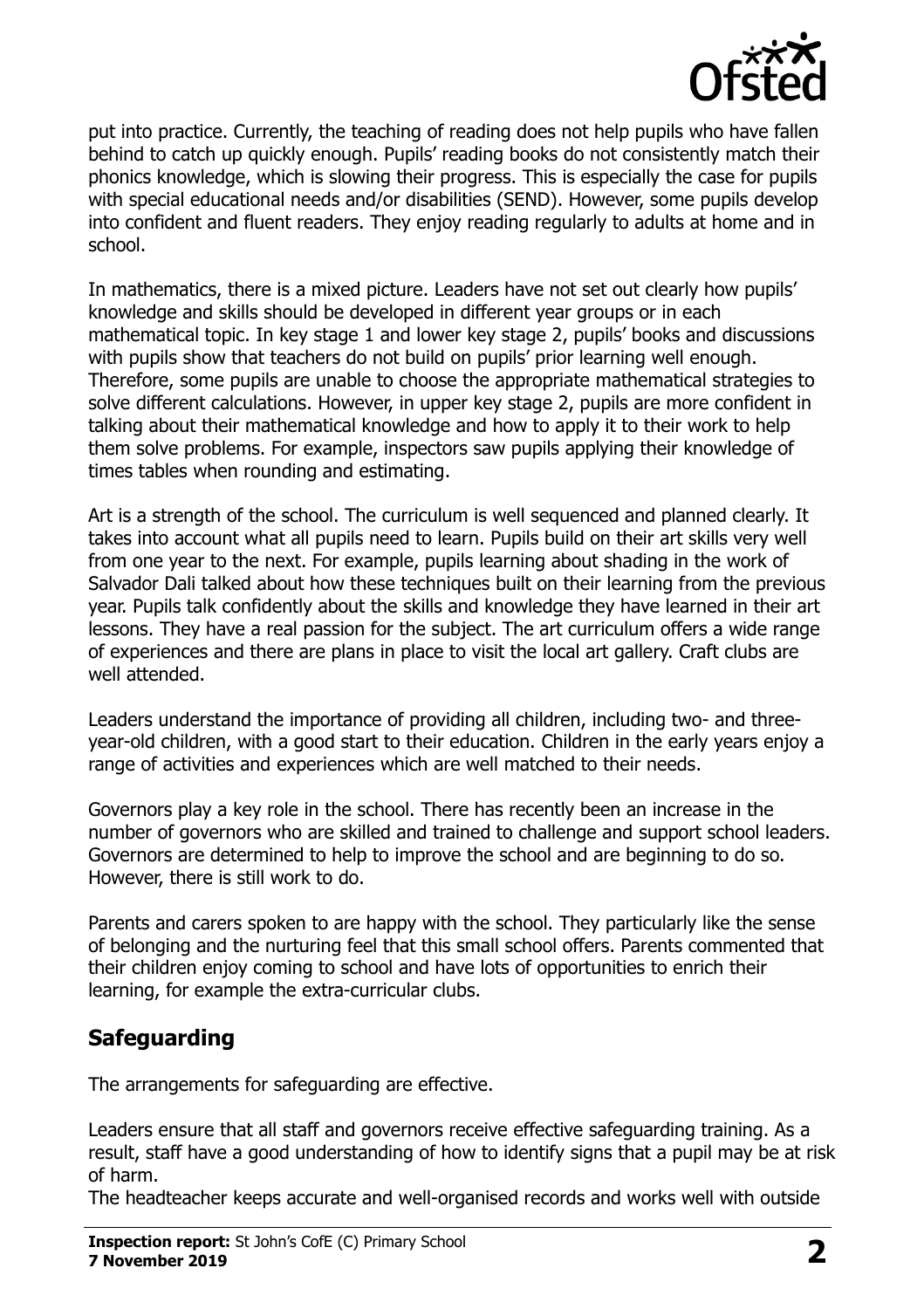put into practice. Currently, the teaching of reading does not help pupils who have fallen behind to catch up quickly enough. Pupils' reading books do not consistently match their phonics knowledge, which is slowing their progress. This is especially the case for pupils with special educational needs and/or disabilities (SEND). However, some pupils develop into confident and fluent readers. They enjoy reading regularly to adults at home and in school.

In mathematics, there is a mixed picture. Leaders have not set out clearly how pupils' knowledge and skills should be developed in different year groups or in each mathematical topic. In key stage 1 and lower key stage 2, pupils' books and discussions with pupils show that teachers do not build on pupils' prior learning well enough. Therefore, some pupils are unable to choose the appropriate mathematical strategies to solve different calculations. However, in upper key stage 2, pupils are more confident in talking about their mathematical knowledge and how to apply it to their work to help them solve problems. For example, inspectors saw pupils applying their knowledge of times tables when rounding and estimating.

Art is a strength of the school. The curriculum is well sequenced and planned clearly. It takes into account what all pupils need to learn. Pupils build on their art skills very well from one year to the next. For example, pupils learning about shading in the work of Salvador Dali talked about how these techniques built on their learning from the previous year. Pupils talk confidently about the skills and knowledge they have learned in their art lessons. They have a real passion for the subject. The art curriculum offers a wide range of experiences and there are plans in place to visit the local art gallery. Craft clubs are well attended.

Leaders understand the importance of providing all children, including two- and three-year-old children, with a good start to their education. Children in the early years enjoy a range of activities and experiences which are well matched to their needs.

Governors play a key role in the school. There has recently been an increase in the number of governors who are skilled and trained to challenge and support school leaders. Governors are determined to help to improve the school and are beginning to do so. However, there is still work to do.

Parents and carers spoken to are happy with the school. They particularly like the sense of belonging and the nurturing feel that this small school offers. Parents commented that their children enjoy coming to school and have lots of opportunities to enrich their learning, for example the extra-curricular clubs.

## Safeguarding

The arrangements for safeguarding are effective.

Leaders ensure that all staff and governors receive effective safeguarding training. As a result, staff have a good understanding of how to identify signs that a pupil may be at risk of harm.

The headteacher keeps accurate and well-organised records and works well with outside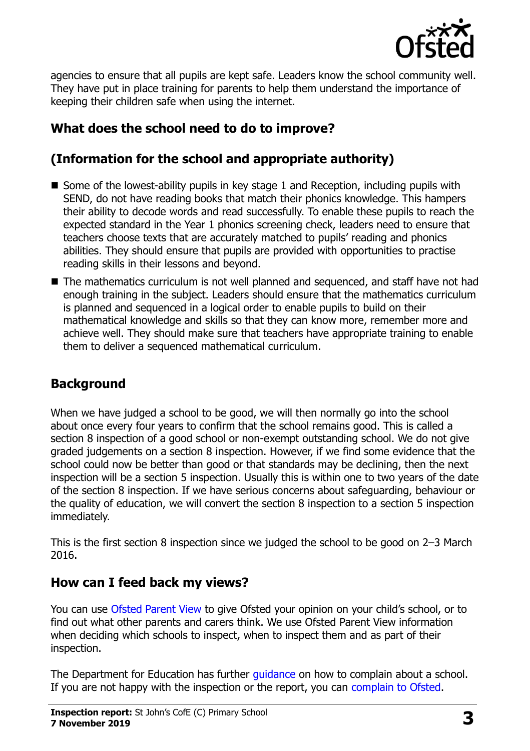agencies to ensure that all pupils are kept safe. Leaders know the school community well. They have put in place training for parents to help them understand the importance of keeping their children safe when using the internet.

## What does the school need to do to improve?

## (Information for the school and appropriate authority)

- Some of the lowest-ability pupils in key stage 1 and Reception, including pupils with SEND, do not have reading books that match their phonics knowledge. This hampers their ability to decode words and read successfully. To enable these pupils to reach the expected standard in the Year 1 phonics screening check, leaders need to ensure that teachers choose texts that are accurately matched to pupils' reading and phonics abilities. They should ensure that pupils are provided with opportunities to practise reading skills in their lessons and beyond.
- The mathematics curriculum is not well planned and sequenced, and staff have not had enough training in the subject. Leaders should ensure that the mathematics curriculum is planned and sequenced in a logical order to enable pupils to build on their mathematical knowledge and skills so that they can know more, remember more and achieve well. They should make sure that teachers have appropriate training to enable them to deliver a sequenced mathematical curriculum.

## Background

When we have judged a school to be good, we will then normally go into the school about once every four years to confirm that the school remains good. This is called a section 8 inspection of a good school or non-exempt outstanding school. We do not give graded judgements on a section 8 inspection. However, if we find some evidence that the school could now be better than good or that standards may be declining, then the next inspection will be a section 5 inspection. Usually this is within one to two years of the date of the section 8 inspection. If we have serious concerns about safeguarding, behaviour or the quality of education, we will convert the section 8 inspection to a section 5 inspection immediately.

This is the first section 8 inspection since we judged the school to be good on 2–3 March 2016.

## How can I feed back my views?

You can use Ofsted Parent View to give Ofsted your opinion on your child's school, or to find out what other parents and carers think. We use Ofsted Parent View information when deciding which schools to inspect, when to inspect them and as part of their inspection.

The Department for Education has further guidance on how to complain about a school. If you are not happy with the inspection or the report, you can complain to Ofsted.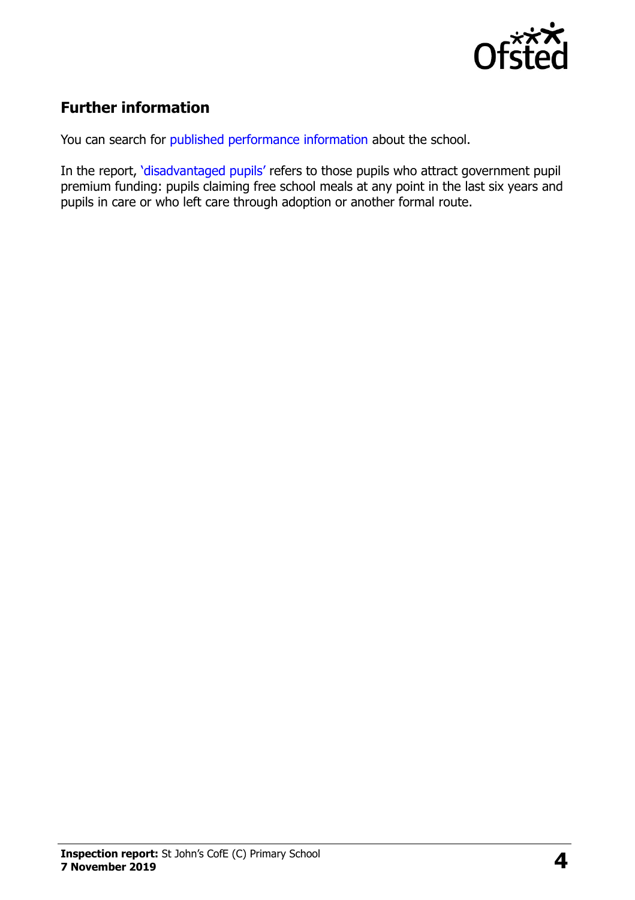## Further information

You can search for published performance information about the school.

In the report, 'disadvantaged pupils' refers to those pupils who attract government pupil premium funding: pupils claiming free school meals at any point in the last six years and pupils in care or who left care through adoption or another formal route.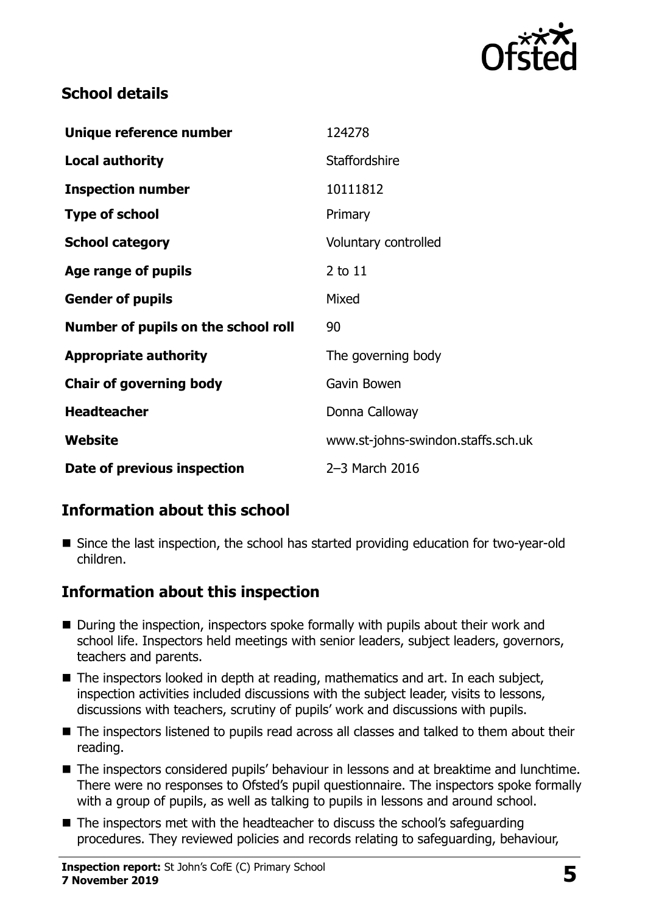## School details

| | |
|---|---|
| **Unique reference number** | 124278 |
| **Local authority** | Staffordshire |
| **Inspection number** | 10111812 |
| **Type of school** | Primary |
| **School category** | Voluntary controlled |
| **Age range of pupils** | 2 to 11 |
| **Gender of pupils** | Mixed |
| **Number of pupils on the school roll** | 90 |
| **Appropriate authority** | The governing body |
| **Chair of governing body** | Gavin Bowen |
| **Headteacher** | Donna Calloway |
| **Website** | www.st-johns-swindon.staffs.sch.uk |
| **Date of previous inspection** | 2–3 March 2016 |

## Information about this school

- Since the last inspection, the school has started providing education for two-year-old children.

## Information about this inspection

- During the inspection, inspectors spoke formally with pupils about their work and school life. Inspectors held meetings with senior leaders, subject leaders, governors, teachers and parents.
- The inspectors looked in depth at reading, mathematics and art. In each subject, inspection activities included discussions with the subject leader, visits to lessons, discussions with teachers, scrutiny of pupils' work and discussions with pupils.
- The inspectors listened to pupils read across all classes and talked to them about their reading.
- The inspectors considered pupils' behaviour in lessons and at breaktime and lunchtime. There were no responses to Ofsted's pupil questionnaire. The inspectors spoke formally with a group of pupils, as well as talking to pupils in lessons and around school.
- The inspectors met with the headteacher to discuss the school's safeguarding procedures. They reviewed policies and records relating to safeguarding, behaviour,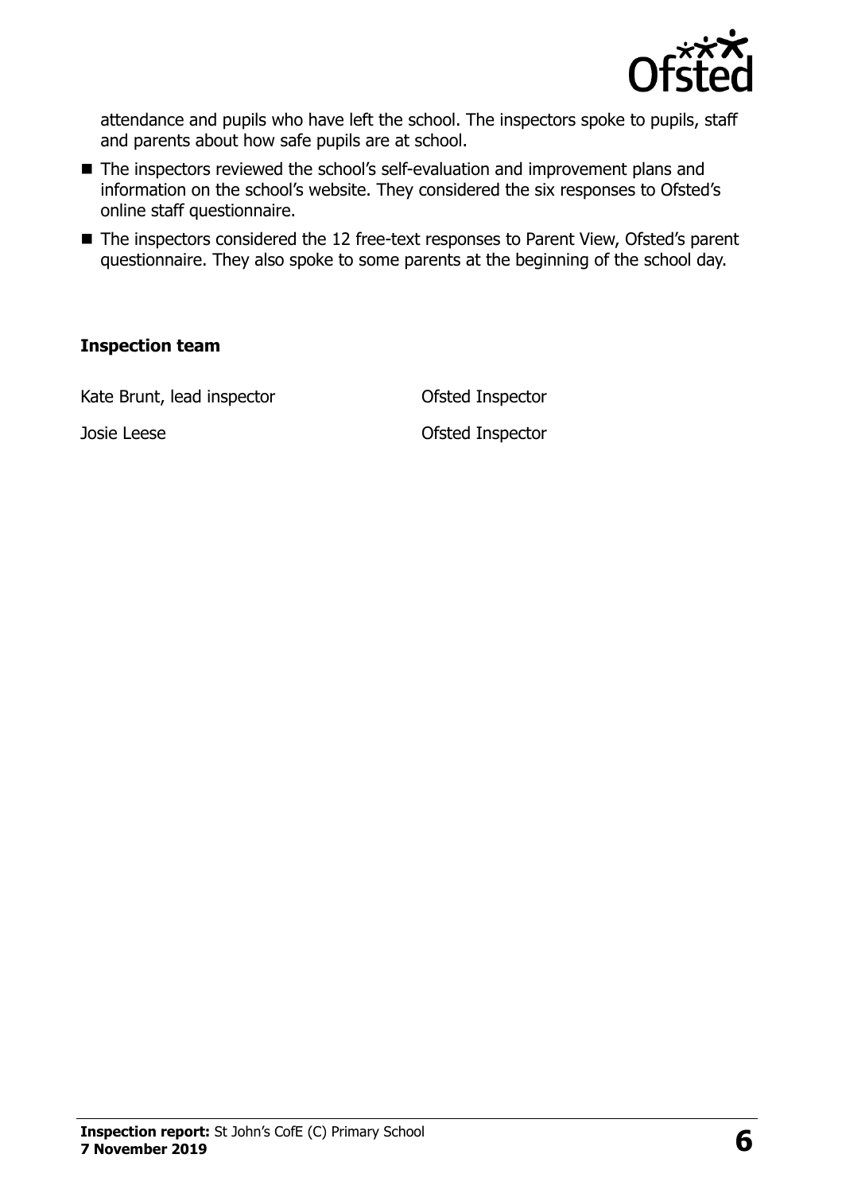attendance and pupils who have left the school. The inspectors spoke to pupils, staff and parents about how safe pupils are at school.

- The inspectors reviewed the school's self-evaluation and improvement plans and information on the school's website. They considered the six responses to Ofsted's online staff questionnaire.
- The inspectors considered the 12 free-text responses to Parent View, Ofsted's parent questionnaire. They also spoke to some parents at the beginning of the school day.

## Inspection team

| | |
|---|---|
| Kate Brunt, lead inspector | Ofsted Inspector |
| Josie Leese | Ofsted Inspector |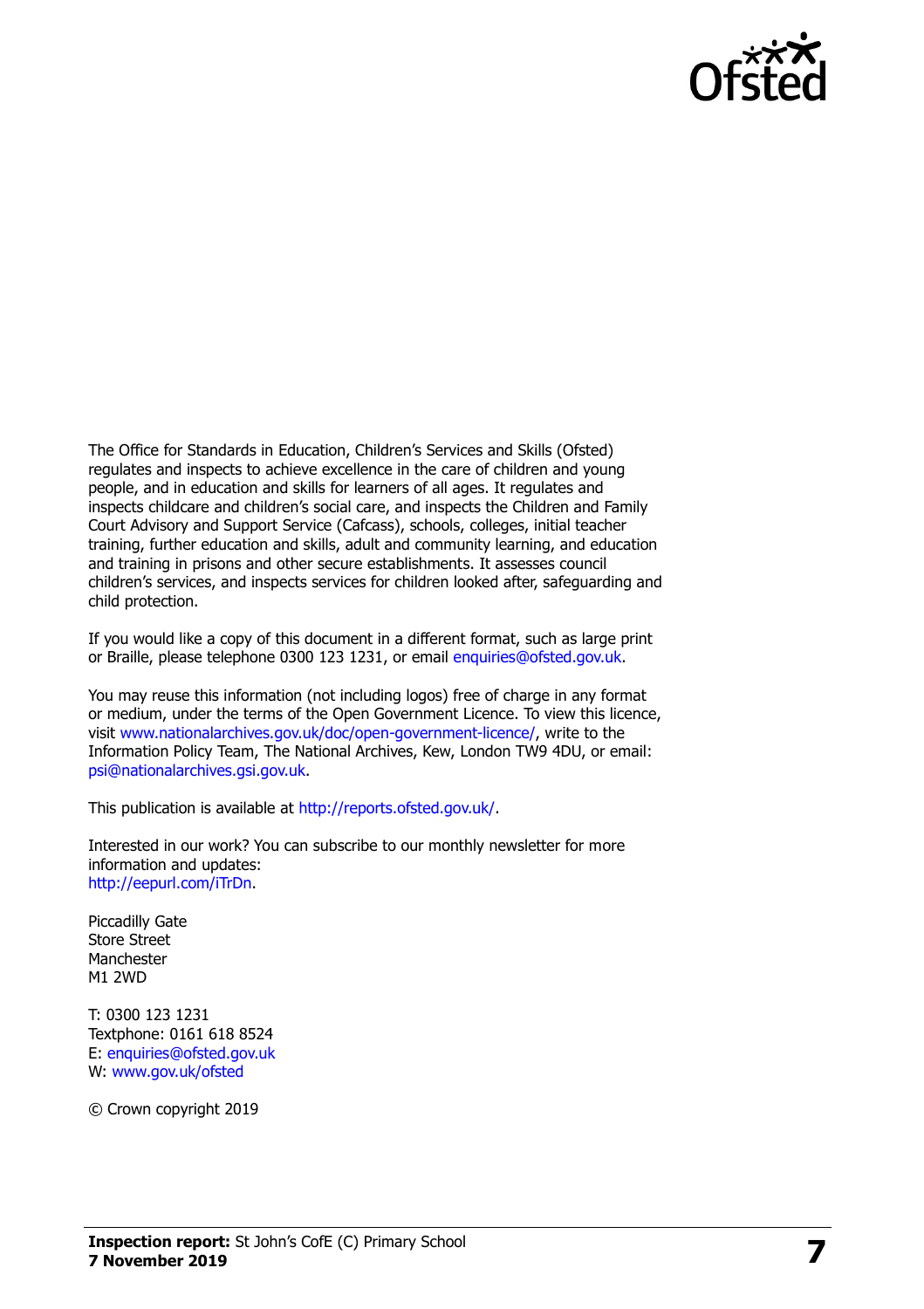The Office for Standards in Education, Children's Services and Skills (Ofsted) regulates and inspects to achieve excellence in the care of children and young people, and in education and skills for learners of all ages. It regulates and inspects childcare and children's social care, and inspects the Children and Family Court Advisory and Support Service (Cafcass), schools, colleges, initial teacher training, further education and skills, adult and community learning, and education and training in prisons and other secure establishments. It assesses council children's services, and inspects services for children looked after, safeguarding and child protection.

If you would like a copy of this document in a different format, such as large print or Braille, please telephone 0300 123 1231, or email enquiries@ofsted.gov.uk.

You may reuse this information (not including logos) free of charge in any format or medium, under the terms of the Open Government Licence. To view this licence, visit www.nationalarchives.gov.uk/doc/open-government-licence/, write to the Information Policy Team, The National Archives, Kew, London TW9 4DU, or email: psi@nationalarchives.gsi.gov.uk.

This publication is available at http://reports.ofsted.gov.uk/.

Interested in our work? You can subscribe to our monthly newsletter for more information and updates: http://eepurl.com/iTrDn.

Piccadilly Gate
Store Street
Manchester
M1 2WD

T: 0300 123 1231
Textphone: 0161 618 8524
E: enquiries@ofsted.gov.uk
W: www.gov.uk/ofsted

© Crown copyright 2019